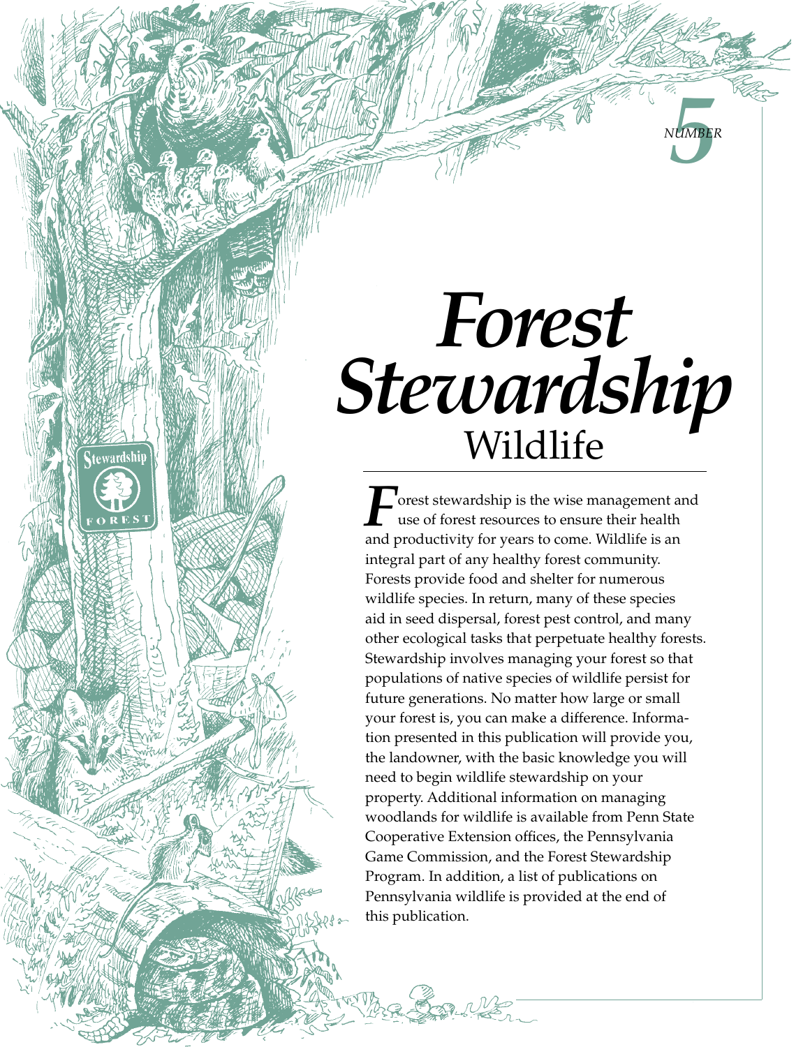NUMBER 5

# *Forest Stewardship*

## Wildlife

Forest stewardship is the wise management and use of forest resources to ensure their health and productivity for years to come. Wildlife is an integral part of any healthy forest community. Forests provide food and shelter for numerous wildlife species. In return, many of these species aid in seed dispersal, forest pest control, and many other ecological tasks that perpetuate healthy forests. Stewardship involves managing your forest so that populations of native species of wildlife persist for future generations. No matter how large or small your forest is, you can make a difference. Information presented in this publication will provide you, the landowner, with the basic knowledge you will need to begin wildlife stewardship on your property. Additional information on managing woodlands for wildlife is available from Penn State Cooperative Extension offices, the Pennsylvania Game Commission, and the Forest Stewardship Program. In addition, a list of publications on Pennsylvania wildlife is provided at the end of this publication.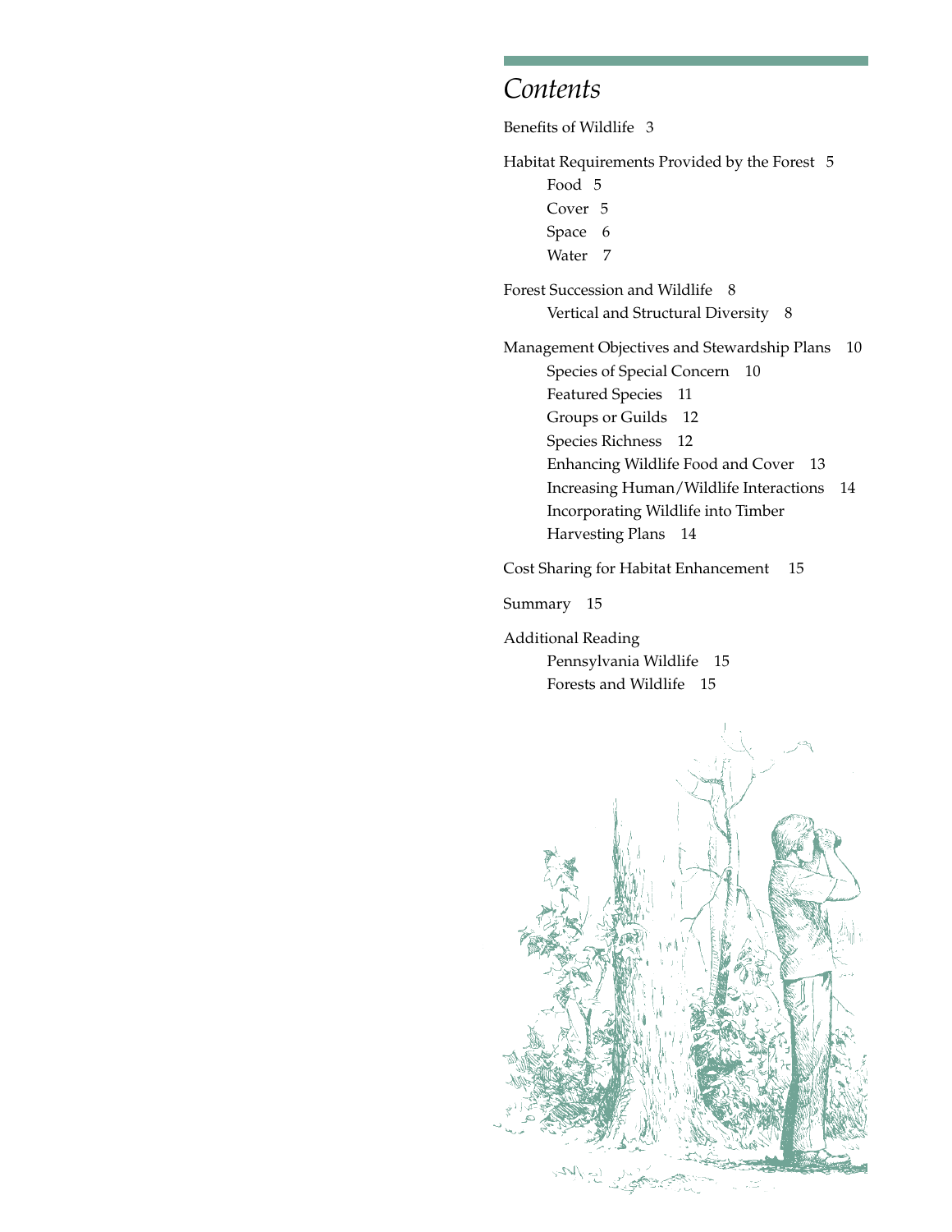# *Contents*

Benefits of Wildlife 3

Habitat Requirements Provided by the Forest 5
- Food 5
- Cover 5
- Space 6
- Water 7

Forest Succession and Wildlife 8
- Vertical and Structural Diversity 8

Management Objectives and Stewardship Plans 10
- Species of Special Concern 10
- Featured Species 11
- Groups or Guilds 12
- Species Richness 12
- Enhancing Wildlife Food and Cover 13
- Increasing Human/Wildlife Interactions 14
- Incorporating Wildlife into Timber Harvesting Plans 14

Cost Sharing for Habitat Enhancement 15

Summary 15

Additional Reading
- Pennsylvania Wildlife 15
- Forests and Wildlife 15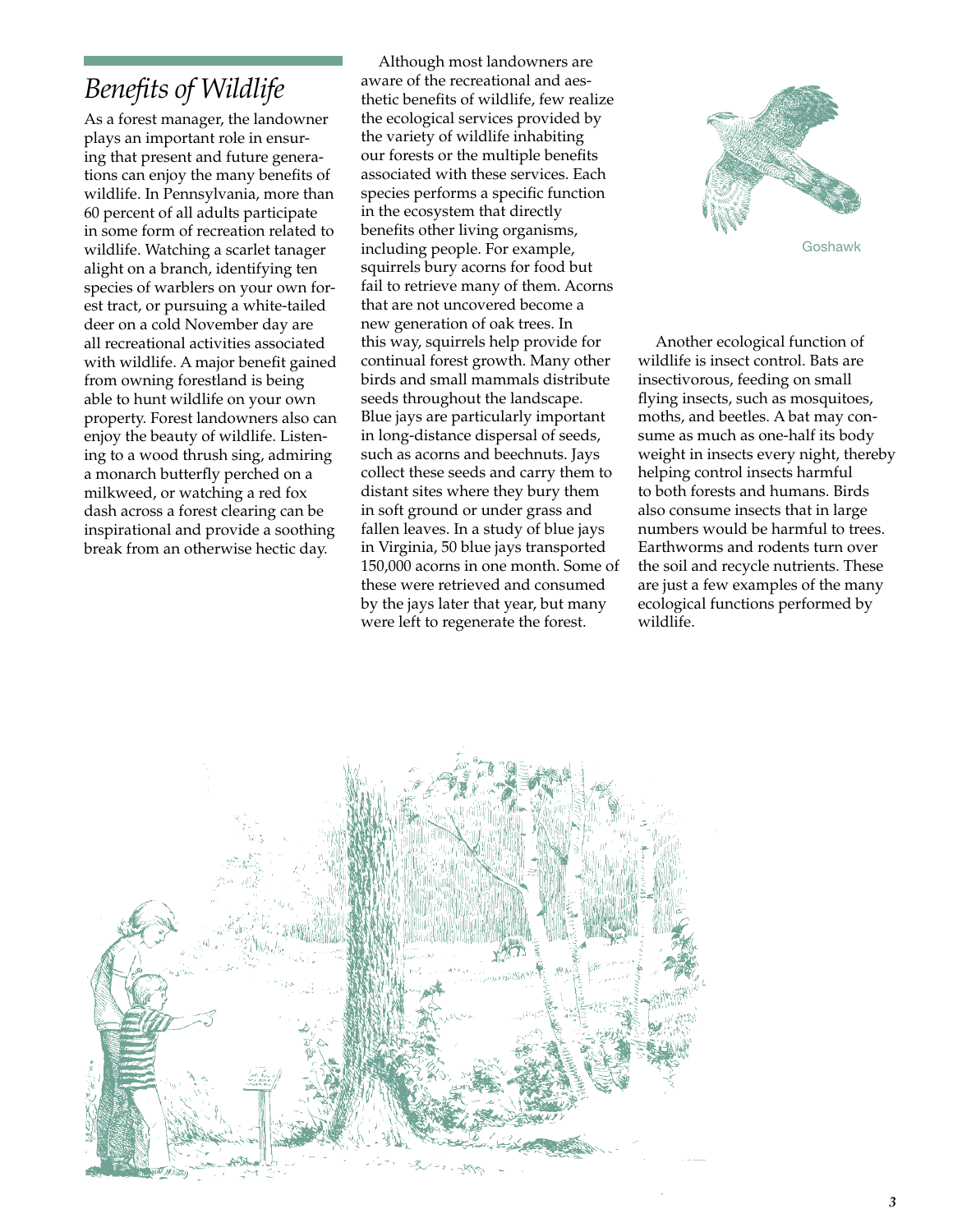## *Benefits of Wildlife*

As a forest manager, the landowner plays an important role in ensuring that present and future generations can enjoy the many benefits of wildlife. In Pennsylvania, more than 60 percent of all adults participate in some form of recreation related to wildlife. Watching a scarlet tanager alight on a branch, identifying ten species of warblers on your own forest tract, or pursuing a white-tailed deer on a cold November day are all recreational activities associated with wildlife. A major benefit gained from owning forestland is being able to hunt wildlife on your own property. Forest landowners also can enjoy the beauty of wildlife. Listening to a wood thrush sing, admiring a monarch butterfly perched on a milkweed, or watching a red fox dash across a forest clearing can be inspirational and provide a soothing break from an otherwise hectic day.

Although most landowners are aware of the recreational and aesthetic benefits of wildlife, few realize the ecological services provided by the variety of wildlife inhabiting our forests or the multiple benefits associated with these services. Each species performs a specific function in the ecosystem that directly benefits other living organisms, including people. For example, squirrels bury acorns for food but fail to retrieve many of them. Acorns that are not uncovered become a new generation of oak trees. In this way, squirrels help provide for continual forest growth. Many other birds and small mammals distribute seeds throughout the landscape. Blue jays are particularly important in long-distance dispersal of seeds, such as acorns and beechnuts. Jays collect these seeds and carry them to distant sites where they bury them in soft ground or under grass and fallen leaves. In a study of blue jays in Virginia, 50 blue jays transported 150,000 acorns in one month. Some of these were retrieved and consumed by the jays later that year, but many were left to regenerate the forest.

Goshawk

Another ecological function of wildlife is insect control. Bats are insectivorous, feeding on small flying insects, such as mosquitoes, moths, and beetles. A bat may consume as much as one-half its body weight in insects every night, thereby helping control insects harmful to both forests and humans. Birds also consume insects that in large numbers would be harmful to trees. Earthworms and rodents turn over the soil and recycle nutrients. These are just a few examples of the many ecological functions performed by wildlife.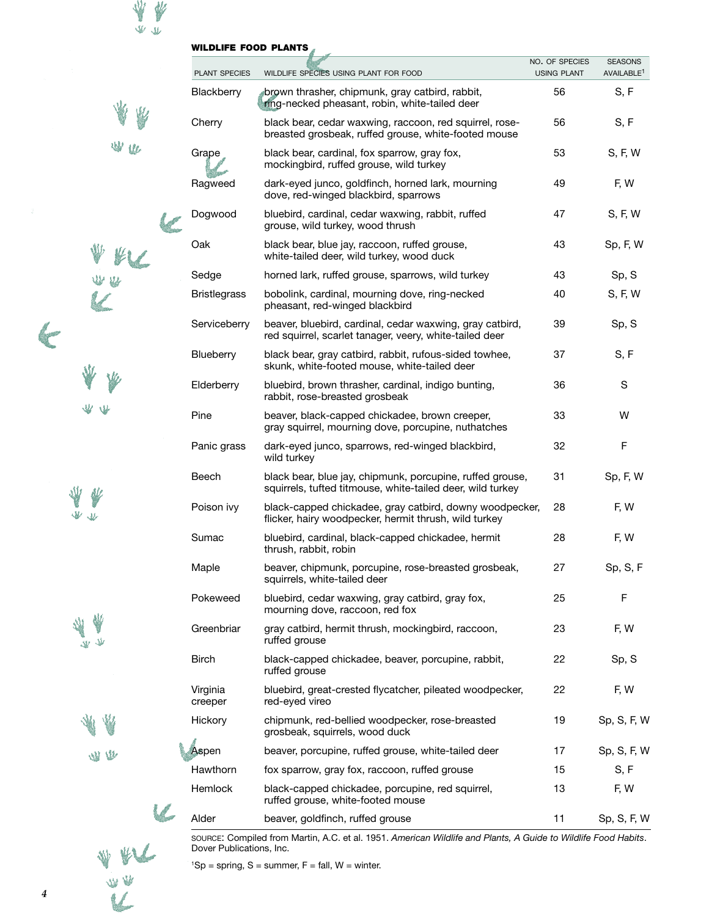### WILDLIFE FOOD PLANTS

| PLANT SPECIES | WILDLIFE SPECIES USING PLANT FOR FOOD | NO. OF SPECIES USING PLANT | SEASONS AVAILABLE[1] |
|---|---|---|---|
| Blackberry | brown thrasher, chipmunk, gray catbird, rabbit, ring-necked pheasant, robin, white-tailed deer | 56 | S, F |
| Cherry | black bear, cedar waxwing, raccoon, red squirrel, rose-breasted grosbeak, ruffed grouse, white-footed mouse | 56 | S, F |
| Grape | black bear, cardinal, fox sparrow, gray fox, mockingbird, ruffed grouse, wild turkey | 53 | S, F, W |
| Ragweed | dark-eyed junco, goldfinch, horned lark, mourning dove, red-winged blackbird, sparrows | 49 | F, W |
| Dogwood | bluebird, cardinal, cedar waxwing, rabbit, ruffed grouse, wild turkey, wood thrush | 47 | S, F, W |
| Oak | black bear, blue jay, raccoon, ruffed grouse, white-tailed deer, wild turkey, wood duck | 43 | Sp, F, W |
| Sedge | horned lark, ruffed grouse, sparrows, wild turkey | 43 | Sp, S |
| Bristlegrass | bobolink, cardinal, mourning dove, ring-necked pheasant, red-winged blackbird | 40 | S, F, W |
| Serviceberry | beaver, bluebird, cardinal, cedar waxwing, gray catbird, red squirrel, scarlet tanager, veery, white-tailed deer | 39 | Sp, S |
| Blueberry | black bear, gray catbird, rabbit, rufous-sided towhee, skunk, white-footed mouse, white-tailed deer | 37 | S, F |
| Elderberry | bluebird, brown thrasher, cardinal, indigo bunting, rabbit, rose-breasted grosbeak | 36 | S |
| Pine | beaver, black-capped chickadee, brown creeper, gray squirrel, mourning dove, porcupine, nuthatches | 33 | W |
| Panic grass | dark-eyed junco, sparrows, red-winged blackbird, wild turkey | 32 | F |
| Beech | black bear, blue jay, chipmunk, porcupine, ruffed grouse, squirrels, tufted titmouse, white-tailed deer, wild turkey | 31 | Sp, F, W |
| Poison ivy | black-capped chickadee, gray catbird, downy woodpecker, flicker, hairy woodpecker, hermit thrush, wild turkey | 28 | F, W |
| Sumac | bluebird, cardinal, black-capped chickadee, hermit thrush, rabbit, robin | 28 | F, W |
| Maple | beaver, chipmunk, porcupine, rose-breasted grosbeak, squirrels, white-tailed deer | 27 | Sp, S, F |
| Pokeweed | bluebird, cedar waxwing, gray catbird, gray fox, mourning dove, raccoon, red fox | 25 | F |
| Greenbriar | gray catbird, hermit thrush, mockingbird, raccoon, ruffed grouse | 23 | F, W |
| Birch | black-capped chickadee, beaver, porcupine, rabbit, ruffed grouse | 22 | Sp, S |
| Virginia creeper | bluebird, great-crested flycatcher, pileated woodpecker, red-eyed vireo | 22 | F, W |
| Hickory | chipmunk, red-bellied woodpecker, rose-breasted grosbeak, squirrels, wood duck | 19 | Sp, S, F, W |
| Aspen | beaver, porcupine, ruffed grouse, white-tailed deer | 17 | Sp, S, F, W |
| Hawthorn | fox sparrow, gray fox, raccoon, ruffed grouse | 15 | S, F |
| Hemlock | black-capped chickadee, porcupine, red squirrel, ruffed grouse, white-footed mouse | 13 | F, W |
| Alder | beaver, goldfinch, ruffed grouse | 11 | Sp, S, F, W |

SOURCE: Compiled from Martin, A.C. et al. 1951. *American Wildlife and Plants, A Guide to Wildlife Food Habits*. Dover Publications, Inc.

[1]Sp = spring, S = summer, F = fall, W = winter.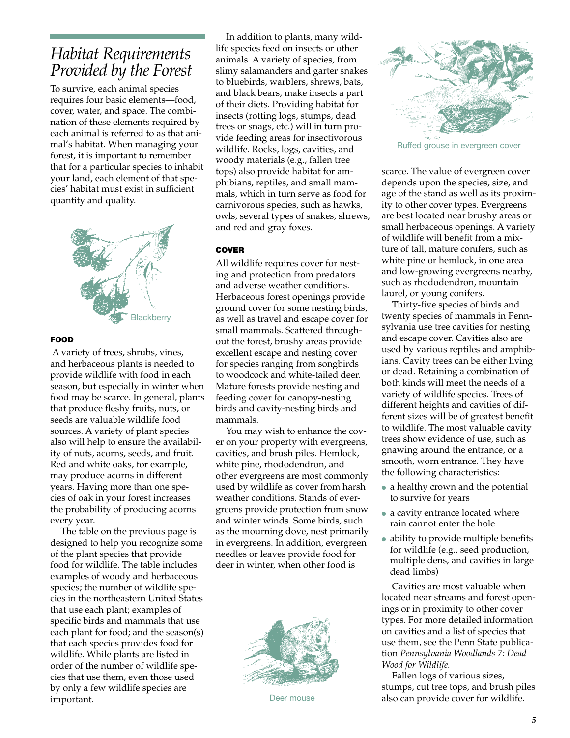## *Habitat Requirements Provided by the Forest*

To survive, each animal species requires four basic elements—food, cover, water, and space. The combination of these elements required by each animal is referred to as that animal's habitat. When managing your forest, it is important to remember that for a particular species to inhabit your land, each element of that species' habitat must exist in sufficient quantity and quality.

Blackberry

### FOOD

A variety of trees, shrubs, vines, and herbaceous plants is needed to provide wildlife with food in each season, but especially in winter when food may be scarce. In general, plants that produce fleshy fruits, nuts, or seeds are valuable wildlife food sources. A variety of plant species also will help to ensure the availability of nuts, acorns, seeds, and fruit. Red and white oaks, for example, may produce acorns in different years. Having more than one species of oak in your forest increases the probability of producing acorns every year.

The table on the previous page is designed to help you recognize some of the plant species that provide food for wildlife. The table includes examples of woody and herbaceous species; the number of wildlife species in the northeastern United States that use each plant; examples of specific birds and mammals that use each plant for food; and the season(s) that each species provides food for wildlife. While plants are listed in order of the number of wildlife species that use them, even those used by only a few wildlife species are important.

In addition to plants, many wildlife species feed on insects or other animals. A variety of species, from slimy salamanders and garter snakes to bluebirds, warblers, shrews, bats, and black bears, make insects a part of their diets. Providing habitat for insects (rotting logs, stumps, dead trees or snags, etc.) will in turn provide feeding areas for insectivorous wildlife. Rocks, logs, cavities, and woody materials (e.g., fallen tree tops) also provide habitat for amphibians, reptiles, and small mammals, which in turn serve as food for carnivorous species, such as hawks, owls, several types of snakes, shrews, and red and gray foxes.

### COVER

All wildlife requires cover for nesting and protection from predators and adverse weather conditions. Herbaceous forest openings provide ground cover for some nesting birds, as well as travel and escape cover for small mammals. Scattered throughout the forest, brushy areas provide excellent escape and nesting cover for species ranging from songbirds to woodcock and white-tailed deer. Mature forests provide nesting and feeding cover for canopy-nesting birds and cavity-nesting birds and mammals.

You may wish to enhance the cover on your property with evergreens, cavities, and brush piles. Hemlock, white pine, rhododendron, and other evergreens are most commonly used by wildlife as cover from harsh weather conditions. Stands of evergreens provide protection from snow and winter winds. Some birds, such as the mourning dove, nest primarily in evergreens. In addition, evergreen needles or leaves provide food for deer in winter, when other food is scarce. The value of evergreen cover depends upon the species, size, and age of the stand as well as its proximity to other cover types. Evergreens are best located near brushy areas or small herbaceous openings. A variety of wildlife will benefit from a mixture of tall, mature conifers, such as white pine or hemlock, in one area and low-growing evergreens nearby, such as rhododendron, mountain laurel, or young conifers.

Deer mouse

Ruffed grouse in evergreen cover

Thirty-five species of birds and twenty species of mammals in Pennsylvania use tree cavities for nesting and escape cover. Cavities also are used by various reptiles and amphibians. Cavity trees can be either living or dead. Retaining a combination of both kinds will meet the needs of a variety of wildlife species. Trees of different heights and cavities of different sizes will be of greatest benefit to wildlife. The most valuable cavity trees show evidence of use, such as gnawing around the entrance, or a smooth, worn entrance. They have the following characteristics:

- a healthy crown and the potential to survive for years
- a cavity entrance located where rain cannot enter the hole
- ability to provide multiple benefits for wildlife (e.g., seed production, multiple dens, and cavities in large dead limbs)

Cavities are most valuable when located near streams and forest openings or in proximity to other cover types. For more detailed information on cavities and a list of species that use them, see the Penn State publication *Pennsylvania Woodlands 7: Dead Wood for Wildlife.*

Fallen logs of various sizes, stumps, cut tree tops, and brush piles also can provide cover for wildlife.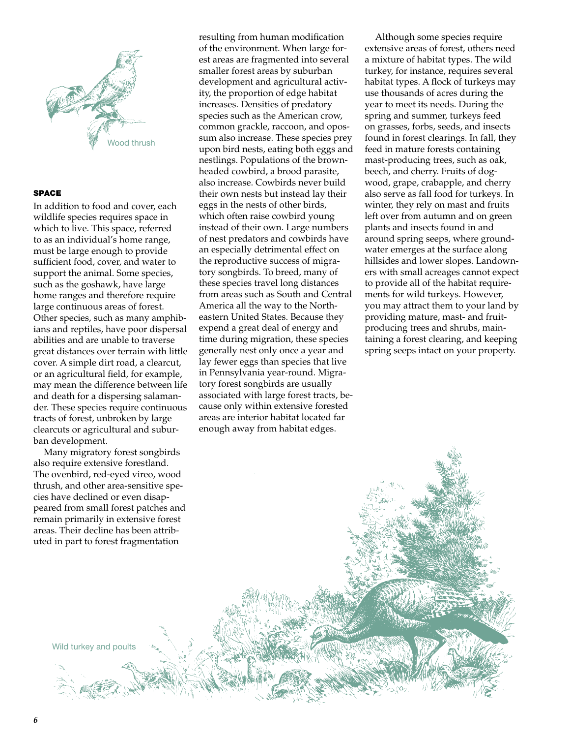Wood thrush

## SPACE

In addition to food and cover, each wildlife species requires space in which to live. This space, referred to as an individual's home range, must be large enough to provide sufficient food, cover, and water to support the animal. Some species, such as the goshawk, have large home ranges and therefore require large continuous areas of forest. Other species, such as many amphibians and reptiles, have poor dispersal abilities and are unable to traverse great distances over terrain with little cover. A simple dirt road, a clearcut, or an agricultural field, for example, may mean the difference between life and death for a dispersing salamander. These species require continuous tracts of forest, unbroken by large clearcuts or agricultural and suburban development.

Many migratory forest songbirds also require extensive forestland. The ovenbird, red-eyed vireo, wood thrush, and other area-sensitive species have declined or even disappeared from small forest patches and remain primarily in extensive forest areas. Their decline has been attributed in part to forest fragmentation resulting from human modification of the environment. When large forest areas are fragmented into several smaller forest areas by suburban development and agricultural activity, the proportion of edge habitat increases. Densities of predatory species such as the American crow, common grackle, raccoon, and opossum also increase. These species prey upon bird nests, eating both eggs and nestlings. Populations of the brown-headed cowbird, a brood parasite, also increase. Cowbirds never build their own nests but instead lay their eggs in the nests of other birds, which often raise cowbird young instead of their own. Large numbers of nest predators and cowbirds have an especially detrimental effect on the reproductive success of migratory songbirds. To breed, many of these species travel long distances from areas such as South and Central America all the way to the Northeastern United States. Because they expend a great deal of energy and time during migration, these species generally nest only once a year and lay fewer eggs than species that live in Pennsylvania year-round. Migratory forest songbirds are usually associated with large forest tracts, because only within extensive forested areas are interior habitat located far enough away from habitat edges.

Although some species require extensive areas of forest, others need a mixture of habitat types. The wild turkey, for instance, requires several habitat types. A flock of turkeys may use thousands of acres during the year to meet its needs. During the spring and summer, turkeys feed on grasses, forbs, seeds, and insects found in forest clearings. In fall, they feed in mature forests containing mast-producing trees, such as oak, beech, and cherry. Fruits of dogwood, grape, crabapple, and cherry also serve as fall food for turkeys. In winter, they rely on mast and fruits left over from autumn and on green plants and insects found in and around spring seeps, where groundwater emerges at the surface along hillsides and lower slopes. Landowners with small acreages cannot expect to provide all of the habitat requirements for wild turkeys. However, you may attract them to your land by providing mature, mast- and fruit-producing trees and shrubs, maintaining a forest clearing, and keeping spring seeps intact on your property.

Wild turkey and poults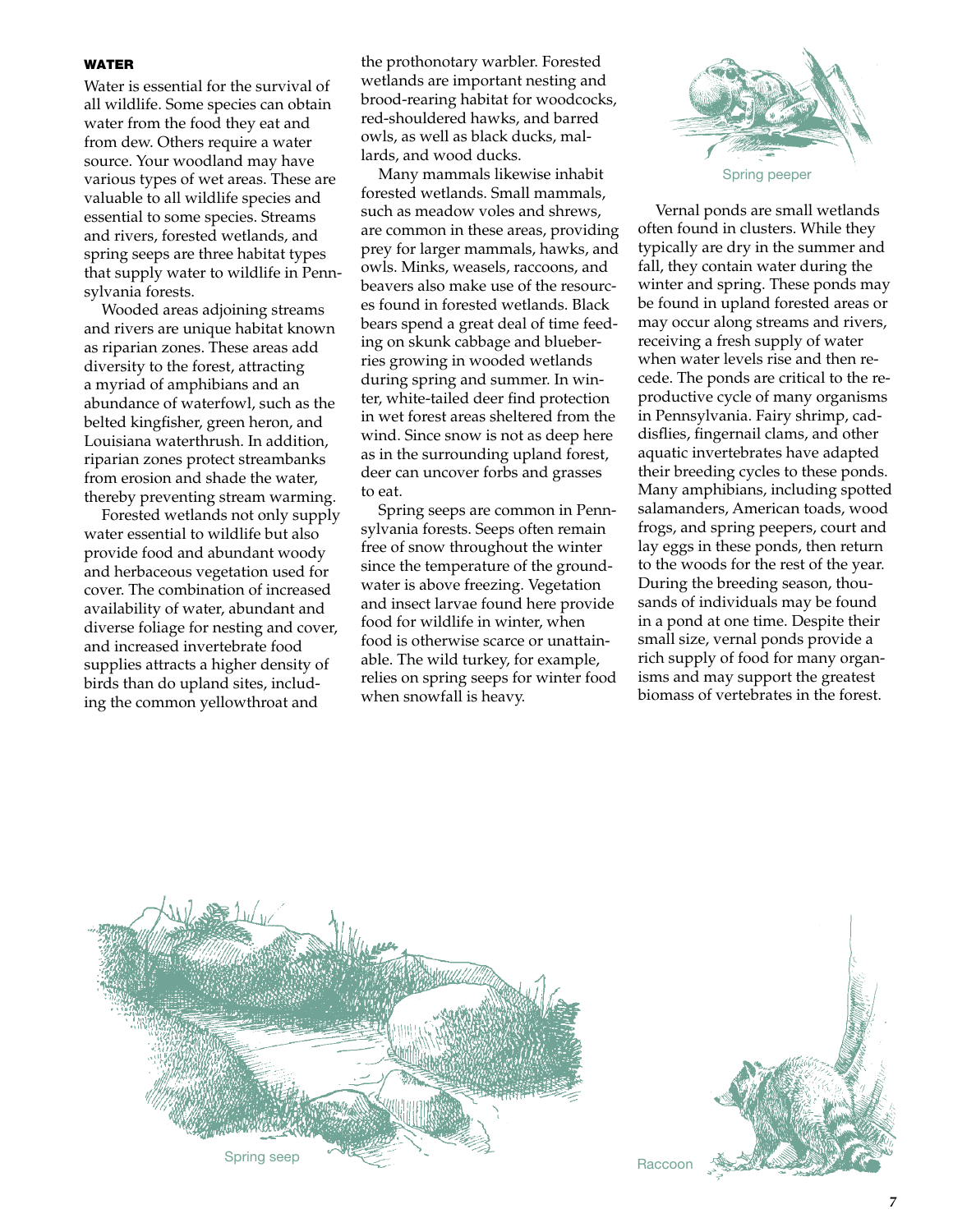## WATER

Water is essential for the survival of all wildlife. Some species can obtain water from the food they eat and from dew. Others require a water source. Your woodland may have various types of wet areas. These are valuable to all wildlife species and essential to some species. Streams and rivers, forested wetlands, and spring seeps are three habitat types that supply water to wildlife in Pennsylvania forests.

Wooded areas adjoining streams and rivers are unique habitat known as riparian zones. These areas add diversity to the forest, attracting a myriad of amphibians and an abundance of waterfowl, such as the belted kingfisher, green heron, and Louisiana waterthrush. In addition, riparian zones protect streambanks from erosion and shade the water, thereby preventing stream warming.

Forested wetlands not only supply water essential to wildlife but also provide food and abundant woody and herbaceous vegetation used for cover. The combination of increased availability of water, abundant and diverse foliage for nesting and cover, and increased invertebrate food supplies attracts a higher density of birds than do upland sites, including the common yellowthroat and the prothonotary warbler. Forested wetlands are important nesting and brood-rearing habitat for woodcocks, red-shouldered hawks, and barred owls, as well as black ducks, mallards, and wood ducks.

Many mammals likewise inhabit forested wetlands. Small mammals, such as meadow voles and shrews, are common in these areas, providing prey for larger mammals, hawks, and owls. Minks, weasels, raccoons, and beavers also make use of the resources found in forested wetlands. Black bears spend a great deal of time feeding on skunk cabbage and blueberries growing in wooded wetlands during spring and summer. In winter, white-tailed deer find protection in wet forest areas sheltered from the wind. Since snow is not as deep here as in the surrounding upland forest, deer can uncover forbs and grasses to eat.

Spring seeps are common in Pennsylvania forests. Seeps often remain free of snow throughout the winter since the temperature of the groundwater is above freezing. Vegetation and insect larvae found here provide food for wildlife in winter, when food is otherwise scarce or unattainable. The wild turkey, for example, relies on spring seeps for winter food when snowfall is heavy.

Spring peeper

Vernal ponds are small wetlands often found in clusters. While they typically are dry in the summer and fall, they contain water during the winter and spring. These ponds may be found in upland forested areas or may occur along streams and rivers, receiving a fresh supply of water when water levels rise and then recede. The ponds are critical to the reproductive cycle of many organisms in Pennsylvania. Fairy shrimp, caddisflies, fingernail clams, and other aquatic invertebrates have adapted their breeding cycles to these ponds. Many amphibians, including spotted salamanders, American toads, wood frogs, and spring peepers, court and lay eggs in these ponds, then return to the woods for the rest of the year. During the breeding season, thousands of individuals may be found in a pond at one time. Despite their small size, vernal ponds provide a rich supply of food for many organisms and may support the greatest biomass of vertebrates in the forest.

Spring seep

Raccoon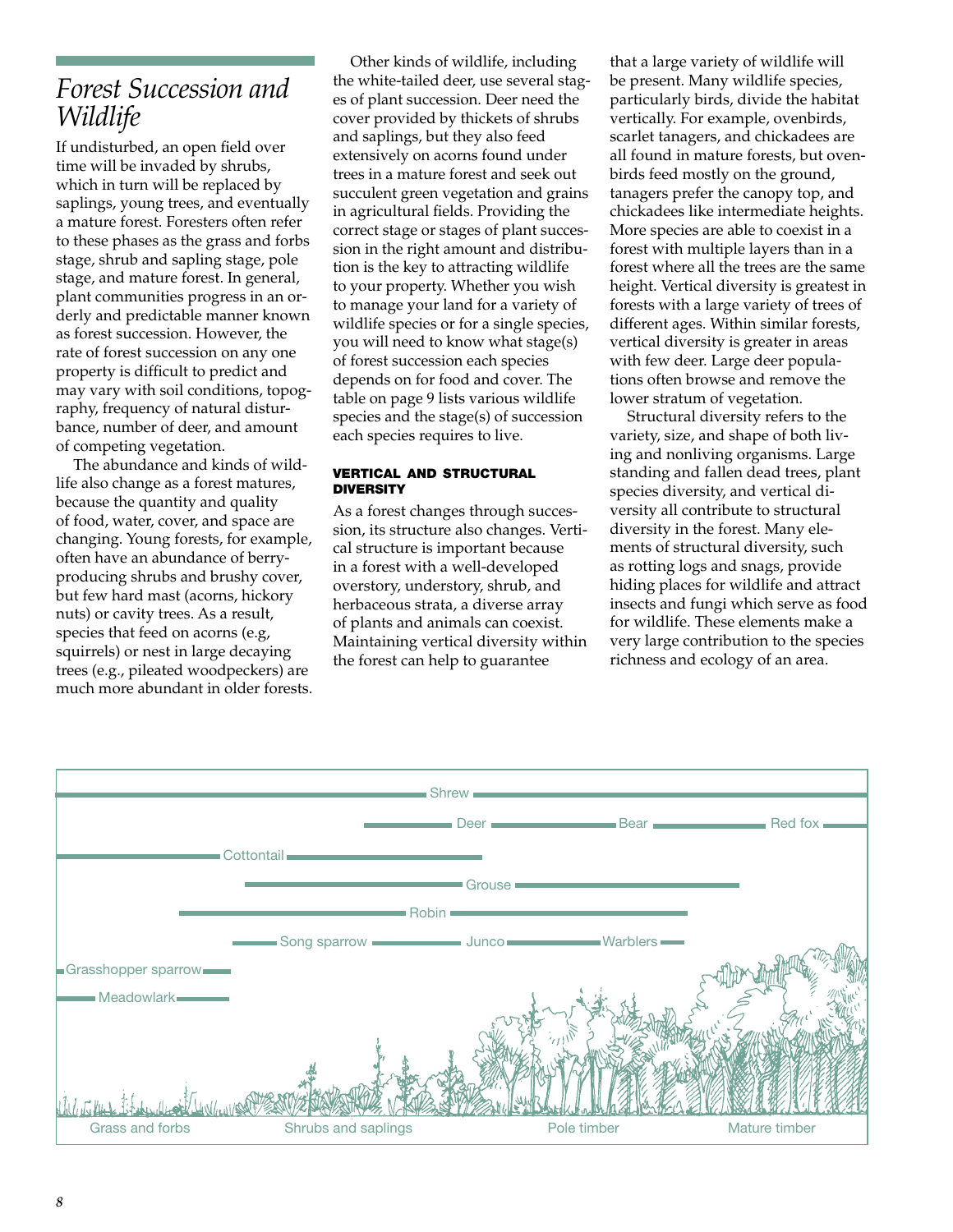## *Forest Succession and Wildlife*

If undisturbed, an open field over time will be invaded by shrubs, which in turn will be replaced by saplings, young trees, and eventually a mature forest. Foresters often refer to these phases as the grass and forbs stage, shrub and sapling stage, pole stage, and mature forest. In general, plant communities progress in an orderly and predictable manner known as forest succession. However, the rate of forest succession on any one property is difficult to predict and may vary with soil conditions, topography, frequency of natural disturbance, number of deer, and amount of competing vegetation.

The abundance and kinds of wildlife also change as a forest matures, because the quantity and quality of food, water, cover, and space are changing. Young forests, for example, often have an abundance of berry-producing shrubs and brushy cover, but few hard mast (acorns, hickory nuts) or cavity trees. As a result, species that feed on acorns (e.g, squirrels) or nest in large decaying trees (e.g., pileated woodpeckers) are much more abundant in older forests.

Other kinds of wildlife, including the white-tailed deer, use several stages of plant succession. Deer need the cover provided by thickets of shrubs and saplings, but they also feed extensively on acorns found under trees in a mature forest and seek out succulent green vegetation and grains in agricultural fields. Providing the correct stage or stages of plant succession in the right amount and distribution is the key to attracting wildlife to your property. Whether you wish to manage your land for a variety of wildlife species or for a single species, you will need to know what stage(s) of forest succession each species depends on for food and cover. The table on page 9 lists various wildlife species and the stage(s) of succession each species requires to live.

### VERTICAL AND STRUCTURAL DIVERSITY

As a forest changes through succession, its structure also changes. Vertical structure is important because in a forest with a well-developed overstory, understory, shrub, and herbaceous strata, a diverse array of plants and animals can coexist. Maintaining vertical diversity within the forest can help to guarantee that a large variety of wildlife will be present. Many wildlife species, particularly birds, divide the habitat vertically. For example, ovenbirds, scarlet tanagers, and chickadees are all found in mature forests, but ovenbirds feed mostly on the ground, tanagers prefer the canopy top, and chickadees like intermediate heights. More species are able to coexist in a forest with multiple layers than in a forest where all the trees are the same height. Vertical diversity is greatest in forests with a large variety of trees of different ages. Within similar forests, vertical diversity is greater in areas with few deer. Large deer populations often browse and remove the lower stratum of vegetation.

Structural diversity refers to the variety, size, and shape of both living and nonliving organisms. Large standing and fallen dead trees, plant species diversity, and vertical diversity all contribute to structural diversity in the forest. Many elements of structural diversity, such as rotting logs and snags, provide hiding places for wildlife and attract insects and fungi which serve as food for wildlife. These elements make a very large contribution to the species richness and ecology of an area.

Shrew

Deer — Bear — Red fox

Cottontail

Grouse

Robin

Song sparrow — Junco — Warblers

Grasshopper sparrow

Meadowlark

Grass and forbs | Shrubs and saplings | Pole timber | Mature timber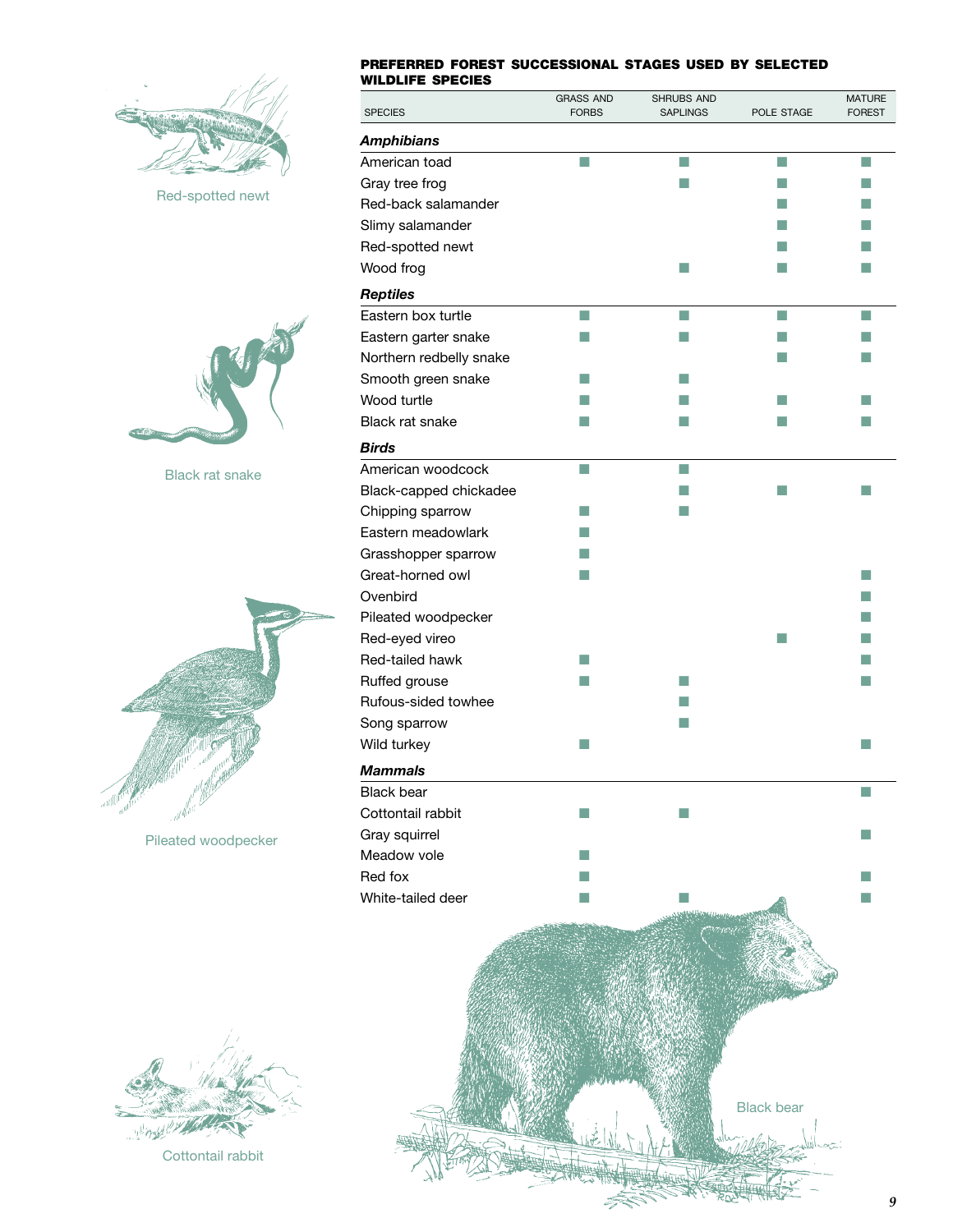**PREFERRED FOREST SUCCESSIONAL STAGES USED BY SELECTED WILDLIFE SPECIES**

| SPECIES | GRASS AND FORBS | SHRUBS AND SAPLINGS | POLE STAGE | MATURE FOREST |
|---|---|---|---|---|
| ***Amphibians*** | | | | |
| American toad | ■ | ■ | ■ | ■ |
| Gray tree frog | | ■ | ■ | ■ |
| Red-back salamander | | | ■ | ■ |
| Slimy salamander | | | ■ | ■ |
| Red-spotted newt | | | ■ | ■ |
| Wood frog | | ■ | ■ | ■ |
| ***Reptiles*** | | | | |
| Eastern box turtle | ■ | ■ | ■ | ■ |
| Eastern garter snake | ■ | ■ | ■ | ■ |
| Northern redbelly snake | | | ■ | ■ |
| Smooth green snake | ■ | ■ | | |
| Wood turtle | ■ | ■ | ■ | ■ |
| Black rat snake | ■ | ■ | ■ | ■ |
| ***Birds*** | | | | |
| American woodcock | ■ | ■ | | |
| Black-capped chickadee | | ■ | ■ | ■ |
| Chipping sparrow | ■ | ■ | | |
| Eastern meadowlark | ■ | | | |
| Grasshopper sparrow | ■ | | | |
| Great-horned owl | ■ | | | ■ |
| Ovenbird | | | | ■ |
| Pileated woodpecker | | | | ■ |
| Red-eyed vireo | | | ■ | ■ |
| Red-tailed hawk | ■ | | | ■ |
| Ruffed grouse | ■ | ■ | | ■ |
| Rufous-sided towhee | | ■ | | |
| Song sparrow | | ■ | | |
| Wild turkey | ■ | | | ■ |
| ***Mammals*** | | | | |
| Black bear | | | | ■ |
| Cottontail rabbit | ■ | ■ | | |
| Gray squirrel | | | | ■ |
| Meadow vole | ■ | | | |
| Red fox | ■ | | | ■ |
| White-tailed deer | ■ | ■ | | ■ |

Red-spotted newt

Black rat snake

Pileated woodpecker

Cottontail rabbit

Black bear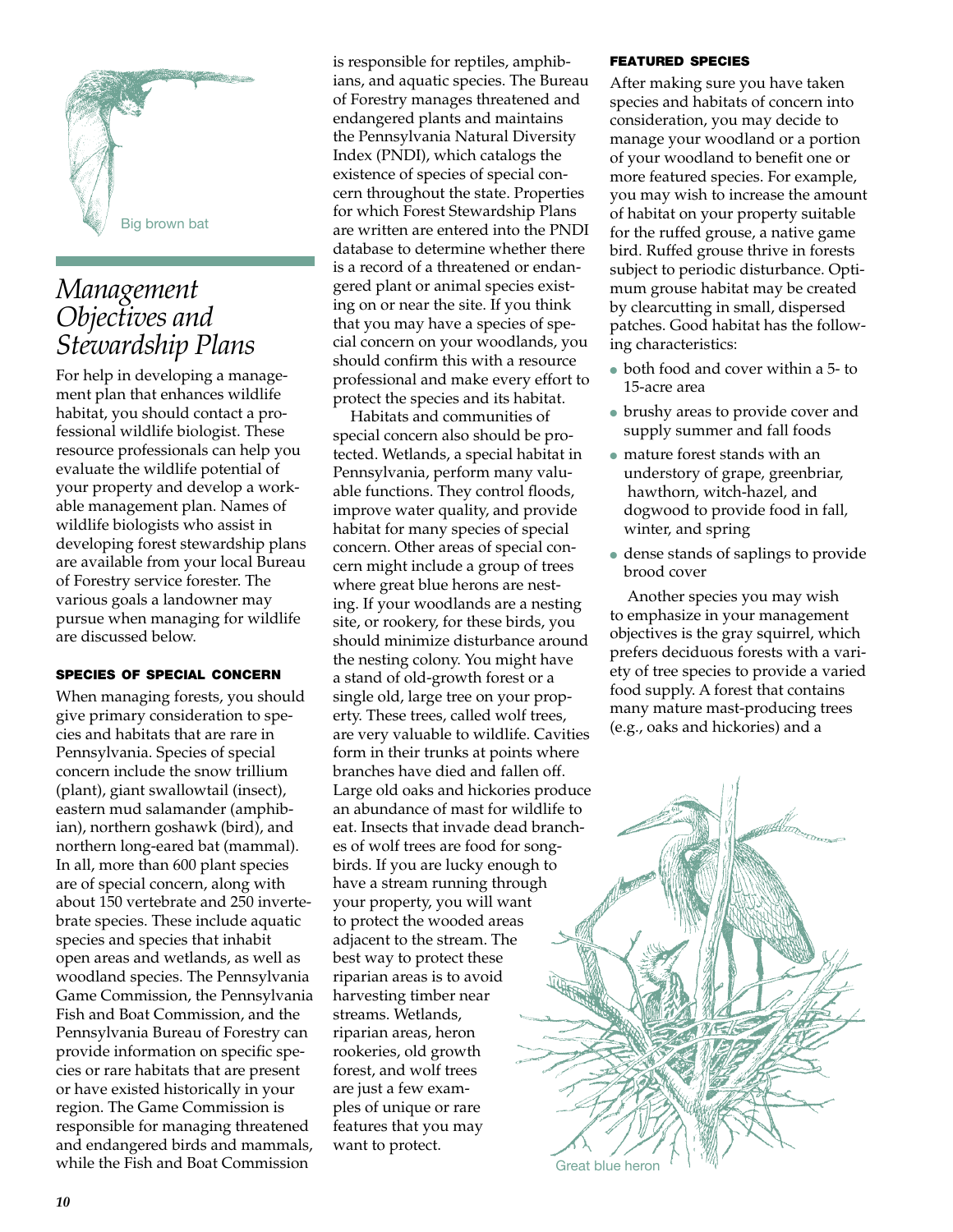Big brown bat

# Management Objectives and Stewardship Plans

For help in developing a management plan that enhances wildlife habitat, you should contact a professional wildlife biologist. These resource professionals can help you evaluate the wildlife potential of your property and develop a workable management plan. Names of wildlife biologists who assist in developing forest stewardship plans are available from your local Bureau of Forestry service forester. The various goals a landowner may pursue when managing for wildlife are discussed below.

### SPECIES OF SPECIAL CONCERN

When managing forests, you should give primary consideration to species and habitats that are rare in Pennsylvania. Species of special concern include the snow trillium (plant), giant swallowtail (insect), eastern mud salamander (amphibian), northern goshawk (bird), and northern long-eared bat (mammal). In all, more than 600 plant species are of special concern, along with about 150 vertebrate and 250 invertebrate species. These include aquatic species and species that inhabit open areas and wetlands, as well as woodland species. The Pennsylvania Game Commission, the Pennsylvania Fish and Boat Commission, and the Pennsylvania Bureau of Forestry can provide information on specific species or rare habitats that are present or have existed historically in your region. The Game Commission is responsible for managing threatened and endangered birds and mammals, while the Fish and Boat Commission is responsible for reptiles, amphibians, and aquatic species. The Bureau of Forestry manages threatened and endangered plants and maintains the Pennsylvania Natural Diversity Index (PNDI), which catalogs the existence of species of special concern throughout the state. Properties for which Forest Stewardship Plans are written are entered into the PNDI database to determine whether there is a record of a threatened or endangered plant or animal species existing on or near the site. If you think that you may have a species of special concern on your woodlands, you should confirm this with a resource professional and make every effort to protect the species and its habitat.

Habitats and communities of special concern also should be protected. Wetlands, a special habitat in Pennsylvania, perform many valuable functions. They control floods, improve water quality, and provide habitat for many species of special concern. Other areas of special concern might include a group of trees where great blue herons are nesting. If your woodlands are a nesting site, or rookery, for these birds, you should minimize disturbance around the nesting colony. You might have a stand of old-growth forest or a single old, large tree on your property. These trees, called wolf trees, are very valuable to wildlife. Cavities form in their trunks at points where branches have died and fallen off. Large old oaks and hickories produce an abundance of mast for wildlife to eat. Insects that invade dead branches of wolf trees are food for songbirds. If you are lucky enough to have a stream running through your property, you will want to protect the wooded areas adjacent to the stream. The best way to protect these riparian areas is to avoid harvesting timber near streams. Wetlands, riparian areas, heron rookeries, old growth forest, and wolf trees are just a few examples of unique or rare features that you may want to protect.

### FEATURED SPECIES

After making sure you have taken species and habitats of concern into consideration, you may decide to manage your woodland or a portion of your woodland to benefit one or more featured species. For example, you may wish to increase the amount of habitat on your property suitable for the ruffed grouse, a native game bird. Ruffed grouse thrive in forests subject to periodic disturbance. Optimum grouse habitat may be created by clearcutting in small, dispersed patches. Good habitat has the following characteristics:

- both food and cover within a 5- to 15-acre area
- brushy areas to provide cover and supply summer and fall foods
- mature forest stands with an understory of grape, greenbriar, hawthorn, witch-hazel, and dogwood to provide food in fall, winter, and spring
- dense stands of saplings to provide brood cover

Another species you may wish to emphasize in your management objectives is the gray squirrel, which prefers deciduous forests with a variety of tree species to provide a varied food supply. A forest that contains many mature mast-producing trees (e.g., oaks and hickories) and a

Great blue heron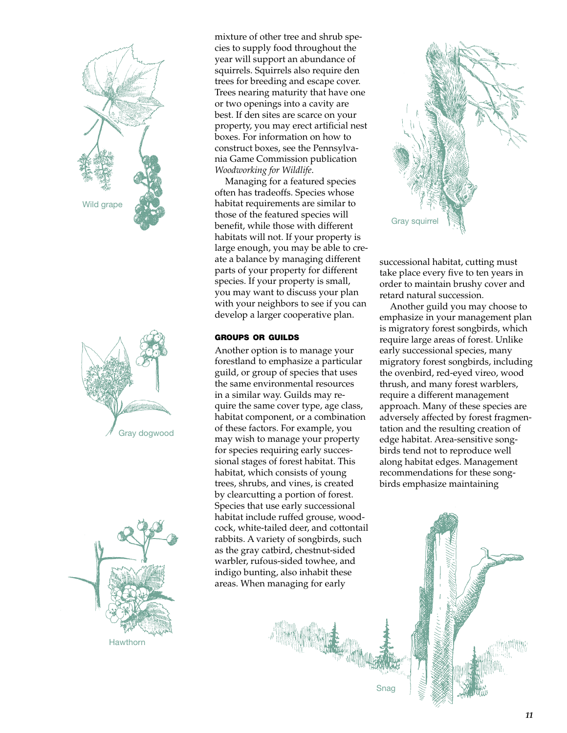mixture of other tree and shrub species to supply food throughout the year will support an abundance of squirrels. Squirrels also require den trees for breeding and escape cover. Trees nearing maturity that have one or two openings into a cavity are best. If den sites are scarce on your property, you may erect artificial nest boxes. For information on how to construct boxes, see the Pennsylvania Game Commission publication *Woodworking for Wildlife*.

Managing for a featured species often has tradeoffs. Species whose habitat requirements are similar to those of the featured species will benefit, while those with different habitats will not. If your property is large enough, you may be able to create a balance by managing different parts of your property for different species. If your property is small, you may want to discuss your plan with your neighbors to see if you can develop a larger cooperative plan.

#### GROUPS OR GUILDS

Another option is to manage your forestland to emphasize a particular guild, or group of species that uses the same environmental resources in a similar way. Guilds may require the same cover type, age class, habitat component, or a combination of these factors. For example, you may wish to manage your property for species requiring early successional stages of forest habitat. This habitat, which consists of young trees, shrubs, and vines, is created by clearcutting a portion of forest. Species that use early successional habitat include ruffed grouse, woodcock, white-tailed deer, and cottontail rabbits. A variety of songbirds, such as the gray catbird, chestnut-sided warbler, rufous-sided towhee, and indigo bunting, also inhabit these areas. When managing for early successional habitat, cutting must take place every five to ten years in order to maintain brushy cover and retard natural succession.

Another guild you may choose to emphasize in your management plan is migratory forest songbirds, which require large areas of forest. Unlike early successional species, many migratory forest songbirds, including the ovenbird, red-eyed vireo, wood thrush, and many forest warblers, require a different management approach. Many of these species are adversely affected by forest fragmentation and the resulting creation of edge habitat. Area-sensitive songbirds tend not to reproduce well along habitat edges. Management recommendations for these songbirds emphasize maintaining

Wild grape

Gray dogwood

Hawthorn

Gray squirrel

Snag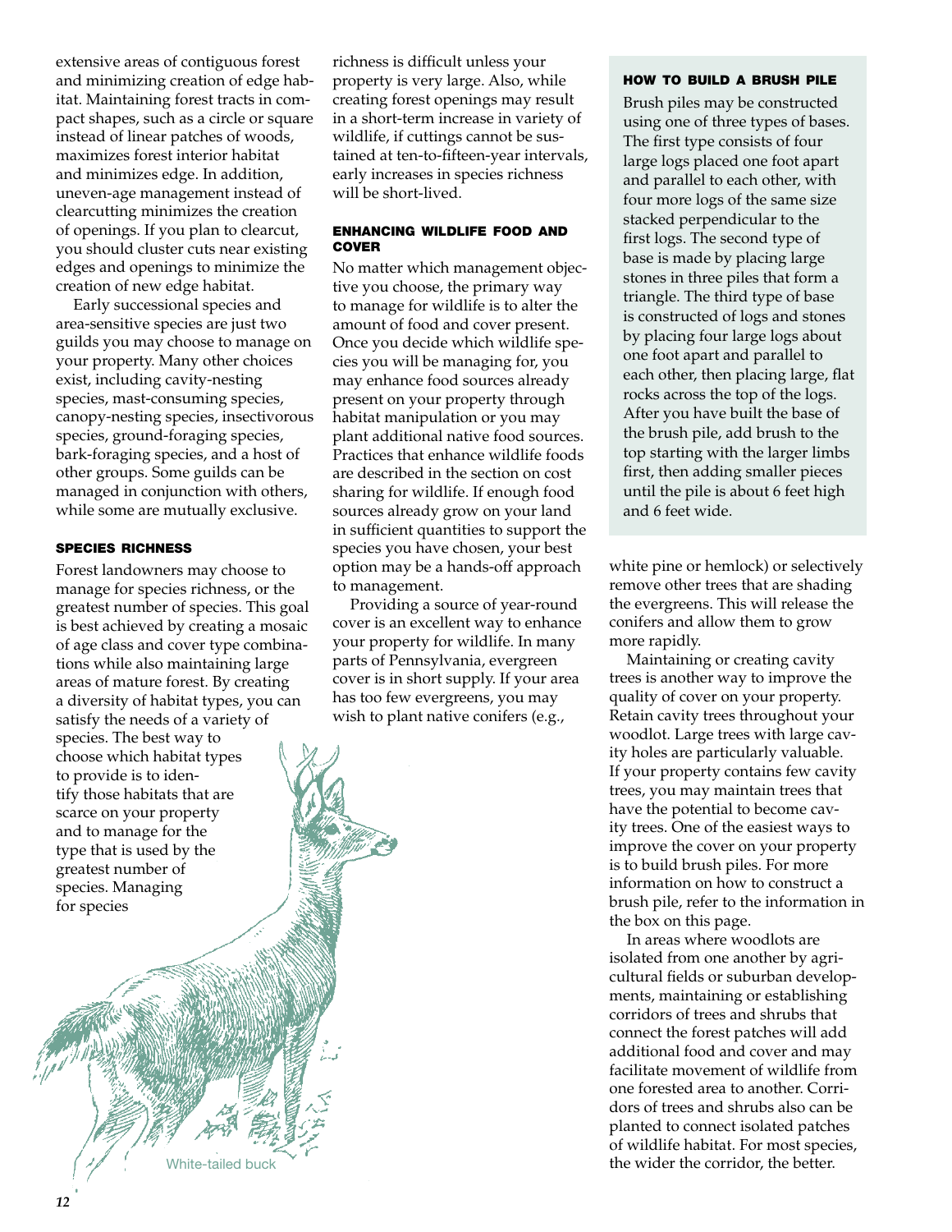extensive areas of contiguous forest and minimizing creation of edge habitat. Maintaining forest tracts in compact shapes, such as a circle or square instead of linear patches of woods, maximizes forest interior habitat and minimizes edge. In addition, uneven-age management instead of clearcutting minimizes the creation of openings. If you plan to clearcut, you should cluster cuts near existing edges and openings to minimize the creation of new edge habitat.

Early successional species and area-sensitive species are just two guilds you may choose to manage on your property. Many other choices exist, including cavity-nesting species, mast-consuming species, canopy-nesting species, insectivorous species, ground-foraging species, bark-foraging species, and a host of other groups. Some guilds can be managed in conjunction with others, while some are mutually exclusive.

### SPECIES RICHNESS

Forest landowners may choose to manage for species richness, or the greatest number of species. This goal is best achieved by creating a mosaic of age class and cover type combinations while also maintaining large areas of mature forest. By creating a diversity of habitat types, you can satisfy the needs of a variety of species. The best way to choose which habitat types to provide is to identify those habitats that are scarce on your property and to manage for the type that is used by the greatest number of species. Managing for species richness is difficult unless your property is very large. Also, while creating forest openings may result in a short-term increase in variety of wildlife, if cuttings cannot be sustained at ten-to-fifteen-year intervals, early increases in species richness will be short-lived.

White-tailed buck

### ENHANCING WILDLIFE FOOD AND COVER

No matter which management objective you choose, the primary way to manage for wildlife is to alter the amount of food and cover present. Once you decide which wildlife species you will be managing for, you may enhance food sources already present on your property through habitat manipulation or you may plant additional native food sources. Practices that enhance wildlife foods are described in the section on cost sharing for wildlife. If enough food sources already grow on your land in sufficient quantities to support the species you have chosen, your best option may be a hands-off approach to management.

Providing a source of year-round cover is an excellent way to enhance your property for wildlife. In many parts of Pennsylvania, evergreen cover is in short supply. If your area has too few evergreens, you may wish to plant native conifers (e.g., white pine or hemlock) or selectively remove other trees that are shading the evergreens. This will release the conifers and allow them to grow more rapidly.

Maintaining or creating cavity trees is another way to improve the quality of cover on your property. Retain cavity trees throughout your woodlot. Large trees with large cavity holes are particularly valuable. If your property contains few cavity trees, you may maintain trees that have the potential to become cavity trees. One of the easiest ways to improve the cover on your property is to build brush piles. For more information on how to construct a brush pile, refer to the information in the box on this page.

In areas where woodlots are isolated from one another by agricultural fields or suburban developments, maintaining or establishing corridors of trees and shrubs that connect the forest patches will add additional food and cover and may facilitate movement of wildlife from one forested area to another. Corridors of trees and shrubs also can be planted to connect isolated patches of wildlife habitat. For most species, the wider the corridor, the better.

### HOW TO BUILD A BRUSH PILE

Brush piles may be constructed using one of three types of bases. The first type consists of four large logs placed one foot apart and parallel to each other, with four more logs of the same size stacked perpendicular to the first logs. The second type of base is made by placing large stones in three piles that form a triangle. The third type of base is constructed of logs and stones by placing four large logs about one foot apart and parallel to each other, then placing large, flat rocks across the top of the logs. After you have built the base of the brush pile, add brush to the top starting with the larger limbs first, then adding smaller pieces until the pile is about 6 feet high and 6 feet wide.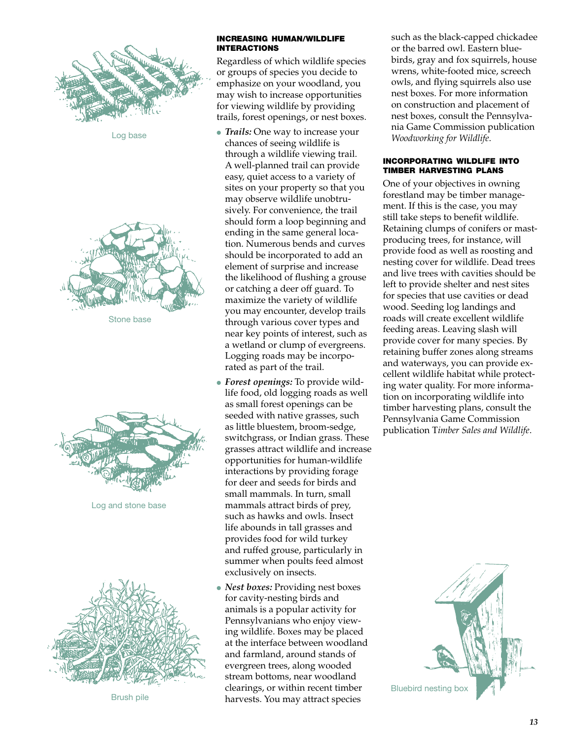Log base

Stone base

Log and stone base

Brush pile

### INCREASING HUMAN/WILDLIFE INTERACTIONS

Regardless of which wildlife species or groups of species you decide to emphasize on your woodland, you may wish to increase opportunities for viewing wildlife by providing trails, forest openings, or nest boxes.

- ***Trails:*** One way to increase your chances of seeing wildlife is through a wildlife viewing trail. A well-planned trail can provide easy, quiet access to a variety of sites on your property so that you may observe wildlife unobtrusively. For convenience, the trail should form a loop beginning and ending in the same general location. Numerous bends and curves should be incorporated to add an element of surprise and increase the likelihood of flushing a grouse or catching a deer off guard. To maximize the variety of wildlife you may encounter, develop trails through various cover types and near key points of interest, such as a wetland or clump of evergreens. Logging roads may be incorporated as part of the trail.
- ***Forest openings:*** To provide wildlife food, old logging roads as well as small forest openings can be seeded with native grasses, such as little bluestem, broom-sedge, switchgrass, or Indian grass. These grasses attract wildlife and increase opportunities for human-wildlife interactions by providing forage for deer and seeds for birds and small mammals. In turn, small mammals attract birds of prey, such as hawks and owls. Insect life abounds in tall grasses and provides food for wild turkey and ruffed grouse, particularly in summer when poults feed almost exclusively on insects.
- ***Nest boxes:*** Providing nest boxes for cavity-nesting birds and animals is a popular activity for Pennsylvanians who enjoy viewing wildlife. Boxes may be placed at the interface between woodland and farmland, around stands of evergreen trees, along wooded stream bottoms, near woodland clearings, or within recent timber harvests. You may attract species such as the black-capped chickadee or the barred owl. Eastern bluebirds, gray and fox squirrels, house wrens, white-footed mice, screech owls, and flying squirrels also use nest boxes. For more information on construction and placement of nest boxes, consult the Pennsylvania Game Commission publication *Woodworking for Wildlife*.

### INCORPORATING WILDLIFE INTO TIMBER HARVESTING PLANS

One of your objectives in owning forestland may be timber management. If this is the case, you may still take steps to benefit wildlife. Retaining clumps of conifers or mast-producing trees, for instance, will provide food as well as roosting and nesting cover for wildlife. Dead trees and live trees with cavities should be left to provide shelter and nest sites for species that use cavities or dead wood. Seeding log landings and roads will create excellent wildlife feeding areas. Leaving slash will provide cover for many species. By retaining buffer zones along streams and waterways, you can provide excellent wildlife habitat while protecting water quality. For more information on incorporating wildlife into timber harvesting plans, consult the Pennsylvania Game Commission publication T*imber Sales and Wildlife*.

Bluebird nesting box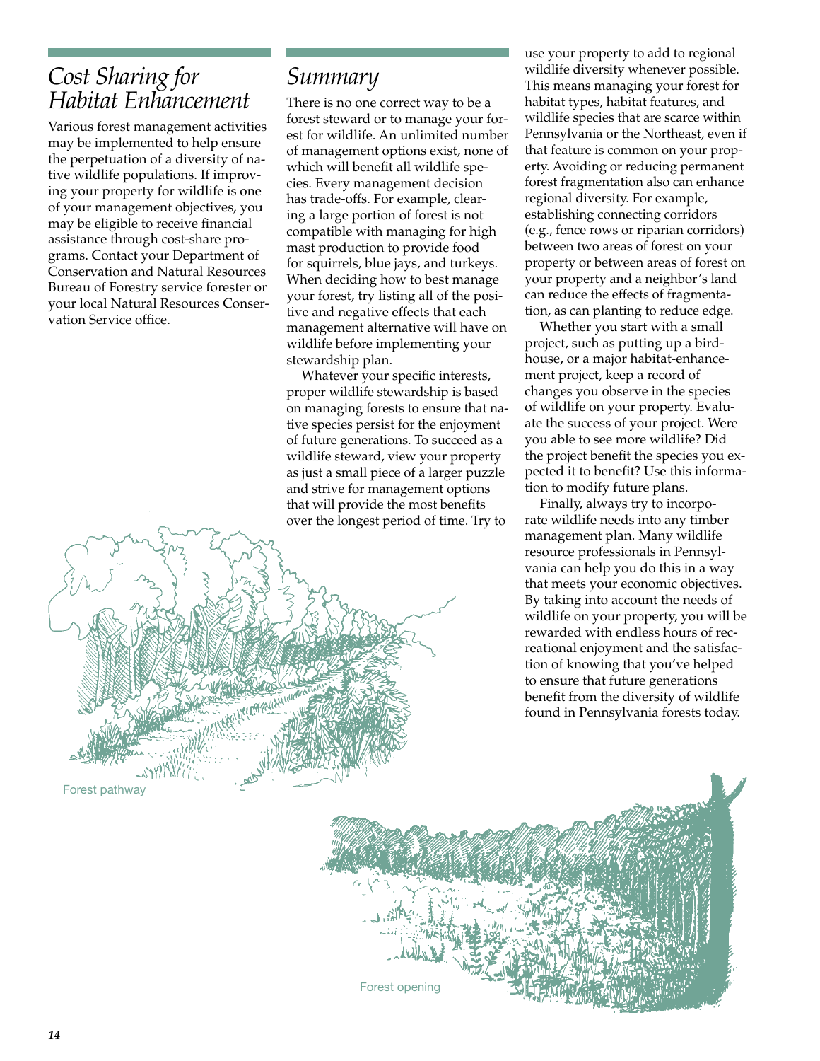## *Cost Sharing for Habitat Enhancement*

Various forest management activities may be implemented to help ensure the perpetuation of a diversity of native wildlife populations. If improving your property for wildlife is one of your management objectives, you may be eligible to receive financial assistance through cost-share programs. Contact your Department of Conservation and Natural Resources Bureau of Forestry service forester or your local Natural Resources Conservation Service office.

## *Summary*

There is no one correct way to be a forest steward or to manage your forest for wildlife. An unlimited number of management options exist, none of which will benefit all wildlife species. Every management decision has trade-offs. For example, clearing a large portion of forest is not compatible with managing for high mast production to provide food for squirrels, blue jays, and turkeys. When deciding how to best manage your forest, try listing all of the positive and negative effects that each management alternative will have on wildlife before implementing your stewardship plan.

Whatever your specific interests, proper wildlife stewardship is based on managing forests to ensure that native species persist for the enjoyment of future generations. To succeed as a wildlife steward, view your property as just a small piece of a larger puzzle and strive for management options that will provide the most benefits over the longest period of time. Try to use your property to add to regional wildlife diversity whenever possible. This means managing your forest for habitat types, habitat features, and wildlife species that are scarce within Pennsylvania or the Northeast, even if that feature is common on your property. Avoiding or reducing permanent forest fragmentation also can enhance regional diversity. For example, establishing connecting corridors (e.g., fence rows or riparian corridors) between two areas of forest on your property or between areas of forest on your property and a neighbor's land can reduce the effects of fragmentation, as can planting to reduce edge.

Whether you start with a small project, such as putting up a birdhouse, or a major habitat-enhancement project, keep a record of changes you observe in the species of wildlife on your property. Evaluate the success of your project. Were you able to see more wildlife? Did the project benefit the species you expected it to benefit? Use this information to modify future plans.

Finally, always try to incorporate wildlife needs into any timber management plan. Many wildlife resource professionals in Pennsylvania can help you do this in a way that meets your economic objectives. By taking into account the needs of wildlife on your property, you will be rewarded with endless hours of recreational enjoyment and the satisfaction of knowing that you've helped to ensure that future generations benefit from the diversity of wildlife found in Pennsylvania forests today.

Forest pathway

Forest opening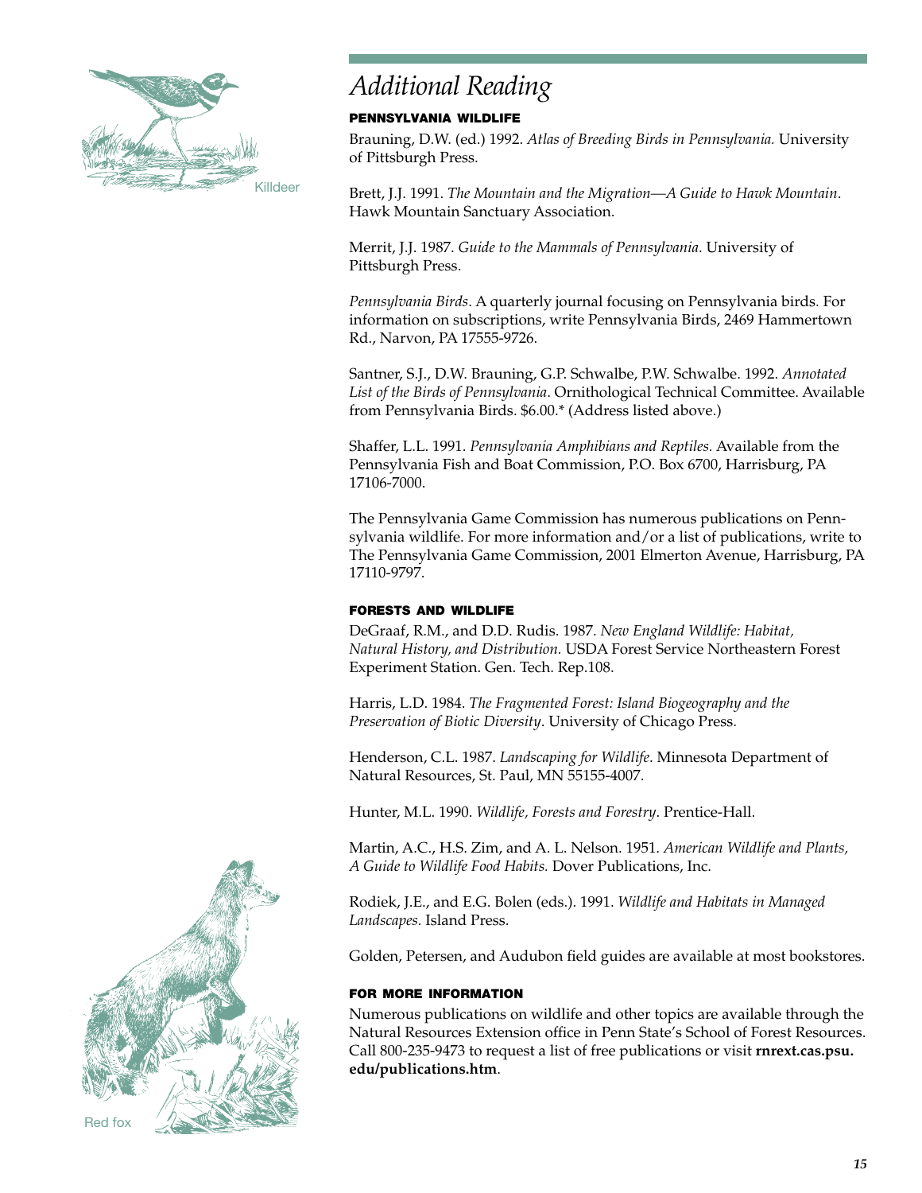# Additional Reading

### PENNSYLVANIA WILDLIFE

Brauning, D.W. (ed.) 1992. *Atlas of Breeding Birds in Pennsylvania.* University of Pittsburgh Press.

Brett, J.J. 1991. *The Mountain and the Migration—A Guide to Hawk Mountain*. Hawk Mountain Sanctuary Association.

Merrit, J.J. 1987. *Guide to the Mammals of Pennsylvania*. University of Pittsburgh Press.

*Pennsylvania Birds*. A quarterly journal focusing on Pennsylvania birds. For information on subscriptions, write Pennsylvania Birds, 2469 Hammertown Rd., Narvon, PA 17555-9726.

Santner, S.J., D.W. Brauning, G.P. Schwalbe, P.W. Schwalbe. 1992. *Annotated List of the Birds of Pennsylvania*. Ornithological Technical Committee. Available from Pennsylvania Birds. $6.00.* (Address listed above.)

Shaffer, L.L. 1991. *Pennsylvania Amphibians and Reptiles.* Available from the Pennsylvania Fish and Boat Commission, P.O. Box 6700, Harrisburg, PA 17106-7000.

The Pennsylvania Game Commission has numerous publications on Pennsylvania wildlife. For more information and/or a list of publications, write to The Pennsylvania Game Commission, 2001 Elmerton Avenue, Harrisburg, PA 17110-9797.

### FORESTS AND WILDLIFE

DeGraaf, R.M., and D.D. Rudis. 1987. *New England Wildlife: Habitat, Natural History, and Distribution.* USDA Forest Service Northeastern Forest Experiment Station. Gen. Tech. Rep.108.

Harris, L.D. 1984. *The Fragmented Forest: Island Biogeography and the Preservation of Biotic Diversity*. University of Chicago Press.

Henderson, C.L. 1987. *Landscaping for Wildlife*. Minnesota Department of Natural Resources, St. Paul, MN 55155-4007.

Hunter, M.L. 1990. *Wildlife, Forests and Forestry*. Prentice-Hall.

Martin, A.C., H.S. Zim, and A. L. Nelson. 1951. *American Wildlife and Plants, A Guide to Wildlife Food Habits.* Dover Publications, Inc.

Rodiek, J.E., and E.G. Bolen (eds.). 1991. *Wildlife and Habitats in Managed Landscapes.* Island Press.

Golden, Petersen, and Audubon field guides are available at most bookstores.

### FOR MORE INFORMATION

Numerous publications on wildlife and other topics are available through the Natural Resources Extension office in Penn State's School of Forest Resources. Call 800-235-9473 to request a list of free publications or visit **rnrext.cas.psu.edu/publications.htm**.

Killdeer

Red fox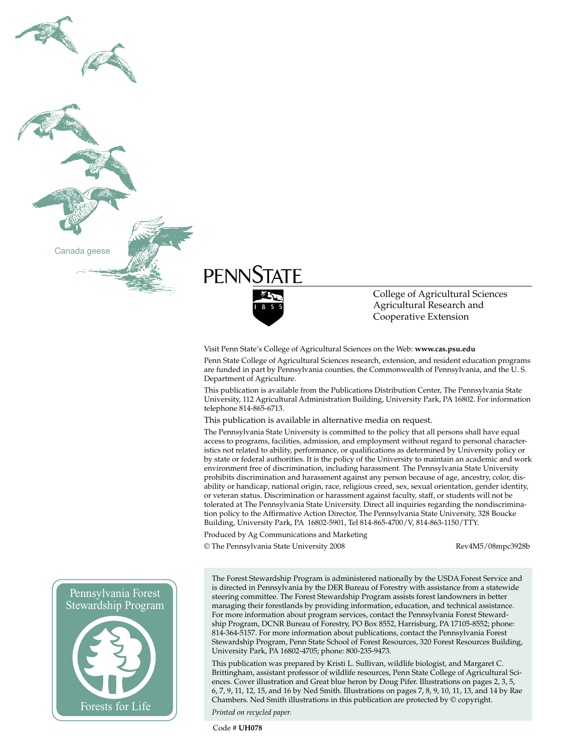Canada geese

PENNSTATE

College of Agricultural Sciences
Agricultural Research and
Cooperative Extension

Visit Penn State's College of Agricultural Sciences on the Web: **www.cas.psu.edu**

Penn State College of Agricultural Sciences research, extension, and resident education programs are funded in part by Pennsylvania counties, the Commonwealth of Pennsylvania, and the U. S. Department of Agriculture.

This publication is available from the Publications Distribution Center, The Pennsylvania State University, 112 Agricultural Administration Building, University Park, PA 16802. For information telephone 814-865-6713.

This publication is available in alternative media on request.

The Pennsylvania State University is committed to the policy that all persons shall have equal access to programs, facilities, admission, and employment without regard to personal characteristics not related to ability, performance, or qualifications as determined by University policy or by state or federal authorities. It is the policy of the University to maintain an academic and work environment free of discrimination, including harassment. The Pennsylvania State University prohibits discrimination and harassment against any person because of age, ancestry, color, disability or handicap, national origin, race, religious creed, sex, sexual orientation, gender identity, or veteran status. Discrimination or harassment against faculty, staff, or students will not be tolerated at The Pennsylvania State University. Direct all inquiries regarding the nondiscrimination policy to the Affirmative Action Director, The Pennsylvania State University, 328 Boucke Building, University Park, PA 16802-5901, Tel 814-865-4700/V, 814-863-1150/TTY.

Produced by Ag Communications and Marketing

© The Pennsylvania State University 2008 Rev4M5/08mpc3928b

Pennsylvania Forest Stewardship Program

Forests for Life

The Forest Stewardship Program is administered nationally by the USDA Forest Service and is directed in Pennsylvania by the DER Bureau of Forestry with assistance from a statewide steering committee. The Forest Stewardship Program assists forest landowners in better managing their forestlands by providing information, education, and technical assistance. For more information about program services, contact the Pennsylvania Forest Stewardship Program, DCNR Bureau of Forestry, PO Box 8552, Harrisburg, PA 17105-8552; phone: 814-364-5157. For more information about publications, contact the Pennsylvania Forest Stewardship Program, Penn State School of Forest Resources, 320 Forest Resources Building, University Park, PA 16802-4705; phone: 800-235-9473.

This publication was prepared by Kristi L. Sullivan, wildlife biologist, and Margaret C. Brittingham, assistant professor of wildlife resources, Penn State College of Agricultural Sciences. Cover illustration and Great blue heron by Doug Pifer. Illustrations on pages 2, 3, 5, 6, 7, 9, 11, 12, 15, and 16 by Ned Smith. Illustrations on pages 7, 8, 9, 10, 11, 13, and 14 by Rae Chambers. Ned Smith illustrations in this publication are protected by © copyright.

*Printed on recycled paper.*

Code # **UH078**